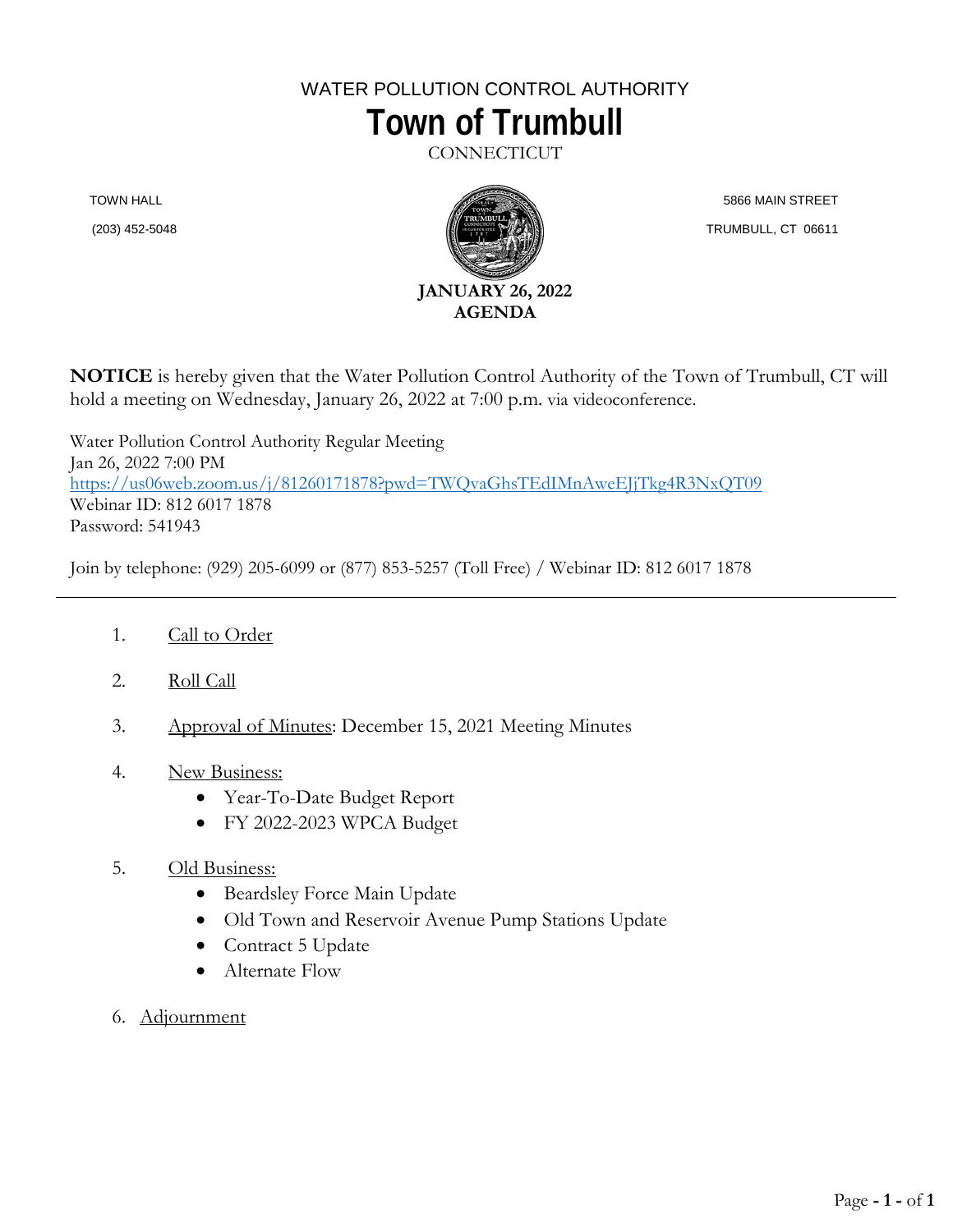WATER POLLUTION CONTROL AUTHORITY

# Town of Trumbull

CONNECTICUT

TOWN HALL
(203) 452-5048

5866 MAIN STREET
TRUMBULL, CT 06611

**JANUARY 26, 2022**
**AGENDA**

**NOTICE** is hereby given that the Water Pollution Control Authority of the Town of Trumbull, CT will hold a meeting on Wednesday, January 26, 2022 at 7:00 p.m. via videoconference.

Water Pollution Control Authority Regular Meeting
Jan 26, 2022 7:00 PM
https://us06web.zoom.us/j/81260171878?pwd=TWQvaGhsTEdIMnAweEJjTkg4R3NxQT09
Webinar ID: 812 6017 1878
Password: 541943

Join by telephone: (929) 205-6099 or (877) 853-5257 (Toll Free) / Webinar ID: 812 6017 1878

---

1. Call to Order

2. Roll Call

3. Approval of Minutes: December 15, 2021 Meeting Minutes

4. New Business:
   - Year-To-Date Budget Report
   - FY 2022-2023 WPCA Budget

5. Old Business:
   - Beardsley Force Main Update
   - Old Town and Reservoir Avenue Pump Stations Update
   - Contract 5 Update
   - Alternate Flow

6. Adjournment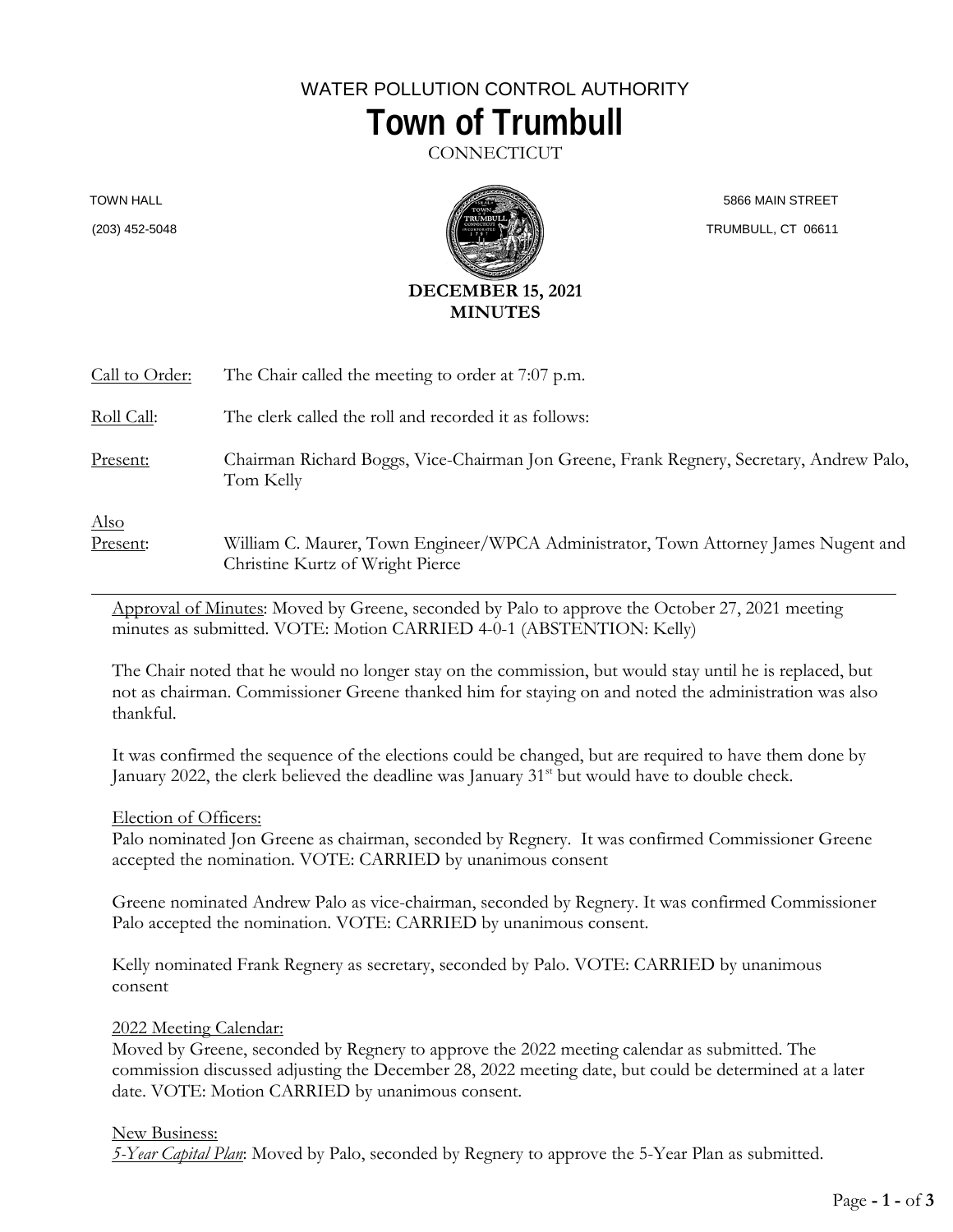WATER POLLUTION CONTROL AUTHORITY

# Town of Trumbull

CONNECTICUT

TOWN HALL
(203) 452-5048

5866 MAIN STREET
TRUMBULL, CT 06611

**DECEMBER 15, 2021**
**MINUTES**

Call to Order: The Chair called the meeting to order at 7:07 p.m.

Roll Call: The clerk called the roll and recorded it as follows:

Present: Chairman Richard Boggs, Vice-Chairman Jon Greene, Frank Regnery, Secretary, Andrew Palo, Tom Kelly

Also Present: William C. Maurer, Town Engineer/WPCA Administrator, Town Attorney James Nugent and Christine Kurtz of Wright Pierce

---

Approval of Minutes: Moved by Greene, seconded by Palo to approve the October 27, 2021 meeting minutes as submitted. VOTE: Motion CARRIED 4-0-1 (ABSTENTION: Kelly)

The Chair noted that he would no longer stay on the commission, but would stay until he is replaced, but not as chairman. Commissioner Greene thanked him for staying on and noted the administration was also thankful.

It was confirmed the sequence of the elections could be changed, but are required to have them done by January 2022, the clerk believed the deadline was January 31st but would have to double check.

Election of Officers:
Palo nominated Jon Greene as chairman, seconded by Regnery. It was confirmed Commissioner Greene accepted the nomination. VOTE: CARRIED by unanimous consent

Greene nominated Andrew Palo as vice-chairman, seconded by Regnery. It was confirmed Commissioner Palo accepted the nomination. VOTE: CARRIED by unanimous consent.

Kelly nominated Frank Regnery as secretary, seconded by Palo. VOTE: CARRIED by unanimous consent

2022 Meeting Calendar:
Moved by Greene, seconded by Regnery to approve the 2022 meeting calendar as submitted. The commission discussed adjusting the December 28, 2022 meeting date, but could be determined at a later date. VOTE: Motion CARRIED by unanimous consent.

New Business:
*5-Year Capital Plan*: Moved by Palo, seconded by Regnery to approve the 5-Year Plan as submitted.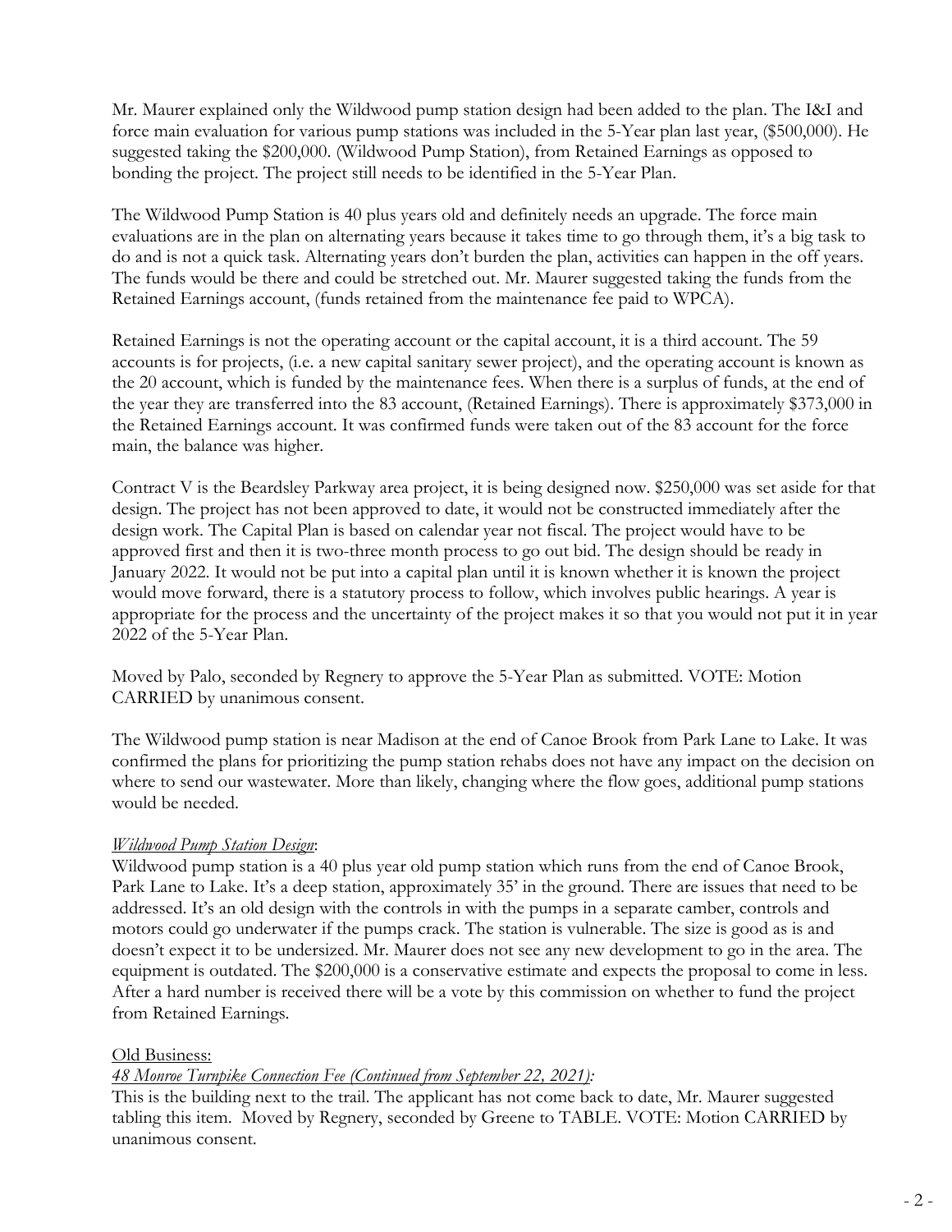Mr. Maurer explained only the Wildwood pump station design had been added to the plan. The I&I and force main evaluation for various pump stations was included in the 5-Year plan last year, ($500,000). He suggested taking the $200,000. (Wildwood Pump Station), from Retained Earnings as opposed to bonding the project. The project still needs to be identified in the 5-Year Plan.

The Wildwood Pump Station is 40 plus years old and definitely needs an upgrade. The force main evaluations are in the plan on alternating years because it takes time to go through them, it's a big task to do and is not a quick task. Alternating years don't burden the plan, activities can happen in the off years. The funds would be there and could be stretched out. Mr. Maurer suggested taking the funds from the Retained Earnings account, (funds retained from the maintenance fee paid to WPCA).

Retained Earnings is not the operating account or the capital account, it is a third account. The 59 accounts is for projects, (i.e. a new capital sanitary sewer project), and the operating account is known as the 20 account, which is funded by the maintenance fees. When there is a surplus of funds, at the end of the year they are transferred into the 83 account, (Retained Earnings). There is approximately $373,000 in the Retained Earnings account. It was confirmed funds were taken out of the 83 account for the force main, the balance was higher.

Contract V is the Beardsley Parkway area project, it is being designed now. $250,000 was set aside for that design. The project has not been approved to date, it would not be constructed immediately after the design work. The Capital Plan is based on calendar year not fiscal. The project would have to be approved first and then it is two-three month process to go out bid. The design should be ready in January 2022. It would not be put into a capital plan until it is known whether it is known the project would move forward, there is a statutory process to follow, which involves public hearings. A year is appropriate for the process and the uncertainty of the project makes it so that you would not put it in year 2022 of the 5-Year Plan.

Moved by Palo, seconded by Regnery to approve the 5-Year Plan as submitted. VOTE: Motion CARRIED by unanimous consent.

The Wildwood pump station is near Madison at the end of Canoe Brook from Park Lane to Lake. It was confirmed the plans for prioritizing the pump station rehabs does not have any impact on the decision on where to send our wastewater. More than likely, changing where the flow goes, additional pump stations would be needed.

*Wildwood Pump Station Design*:
Wildwood pump station is a 40 plus year old pump station which runs from the end of Canoe Brook, Park Lane to Lake. It's a deep station, approximately 35' in the ground. There are issues that need to be addressed. It's an old design with the controls in with the pumps in a separate camber, controls and motors could go underwater if the pumps crack. The station is vulnerable. The size is good as is and doesn't expect it to be undersized. Mr. Maurer does not see any new development to go in the area. The equipment is outdated. The $200,000 is a conservative estimate and expects the proposal to come in less. After a hard number is received there will be a vote by this commission on whether to fund the project from Retained Earnings.

Old Business:
*48 Monroe Turnpike Connection Fee (Continued from September 22, 2021):*
This is the building next to the trail. The applicant has not come back to date, Mr. Maurer suggested tabling this item. Moved by Regnery, seconded by Greene to TABLE. VOTE: Motion CARRIED by unanimous consent.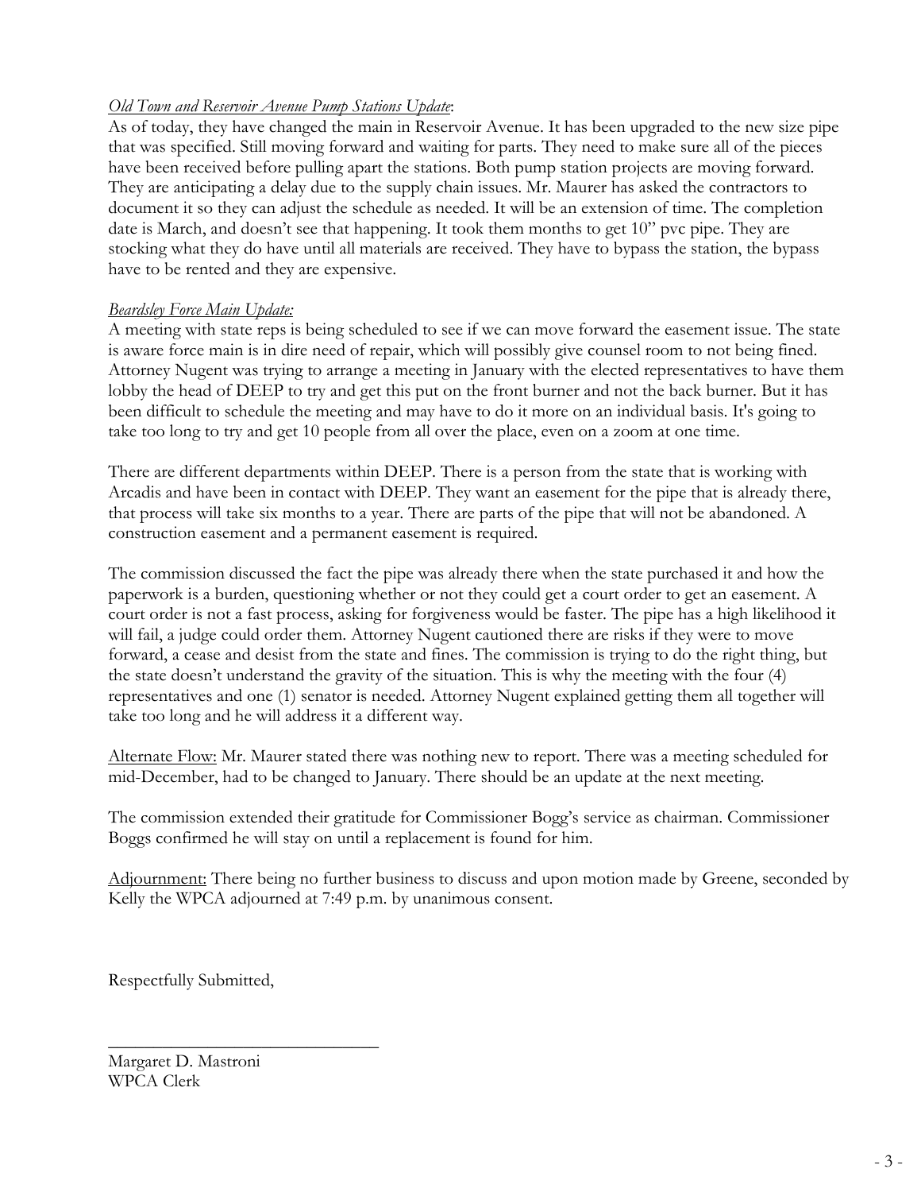*Old Town and Reservoir Avenue Pump Stations Update*:
As of today, they have changed the main in Reservoir Avenue. It has been upgraded to the new size pipe that was specified. Still moving forward and waiting for parts. They need to make sure all of the pieces have been received before pulling apart the stations. Both pump station projects are moving forward. They are anticipating a delay due to the supply chain issues. Mr. Maurer has asked the contractors to document it so they can adjust the schedule as needed. It will be an extension of time. The completion date is March, and doesn't see that happening. It took them months to get 10" pvc pipe. They are stocking what they do have until all materials are received. They have to bypass the station, the bypass have to be rented and they are expensive.

*Beardsley Force Main Update:*
A meeting with state reps is being scheduled to see if we can move forward the easement issue. The state is aware force main is in dire need of repair, which will possibly give counsel room to not being fined. Attorney Nugent was trying to arrange a meeting in January with the elected representatives to have them lobby the head of DEEP to try and get this put on the front burner and not the back burner. But it has been difficult to schedule the meeting and may have to do it more on an individual basis. It's going to take too long to try and get 10 people from all over the place, even on a zoom at one time.

There are different departments within DEEP. There is a person from the state that is working with Arcadis and have been in contact with DEEP. They want an easement for the pipe that is already there, that process will take six months to a year. There are parts of the pipe that will not be abandoned. A construction easement and a permanent easement is required.

The commission discussed the fact the pipe was already there when the state purchased it and how the paperwork is a burden, questioning whether or not they could get a court order to get an easement. A court order is not a fast process, asking for forgiveness would be faster. The pipe has a high likelihood it will fail, a judge could order them. Attorney Nugent cautioned there are risks if they were to move forward, a cease and desist from the state and fines. The commission is trying to do the right thing, but the state doesn't understand the gravity of the situation. This is why the meeting with the four (4) representatives and one (1) senator is needed. Attorney Nugent explained getting them all together will take too long and he will address it a different way.

<u>Alternate Flow:</u> Mr. Maurer stated there was nothing new to report. There was a meeting scheduled for mid-December, had to be changed to January. There should be an update at the next meeting.

The commission extended their gratitude for Commissioner Bogg's service as chairman. Commissioner Boggs confirmed he will stay on until a replacement is found for him.

<u>Adjournment:</u> There being no further business to discuss and upon motion made by Greene, seconded by Kelly the WPCA adjourned at 7:49 p.m. by unanimous consent.

Respectfully Submitted,

_______________________________

Margaret D. Mastroni
WPCA Clerk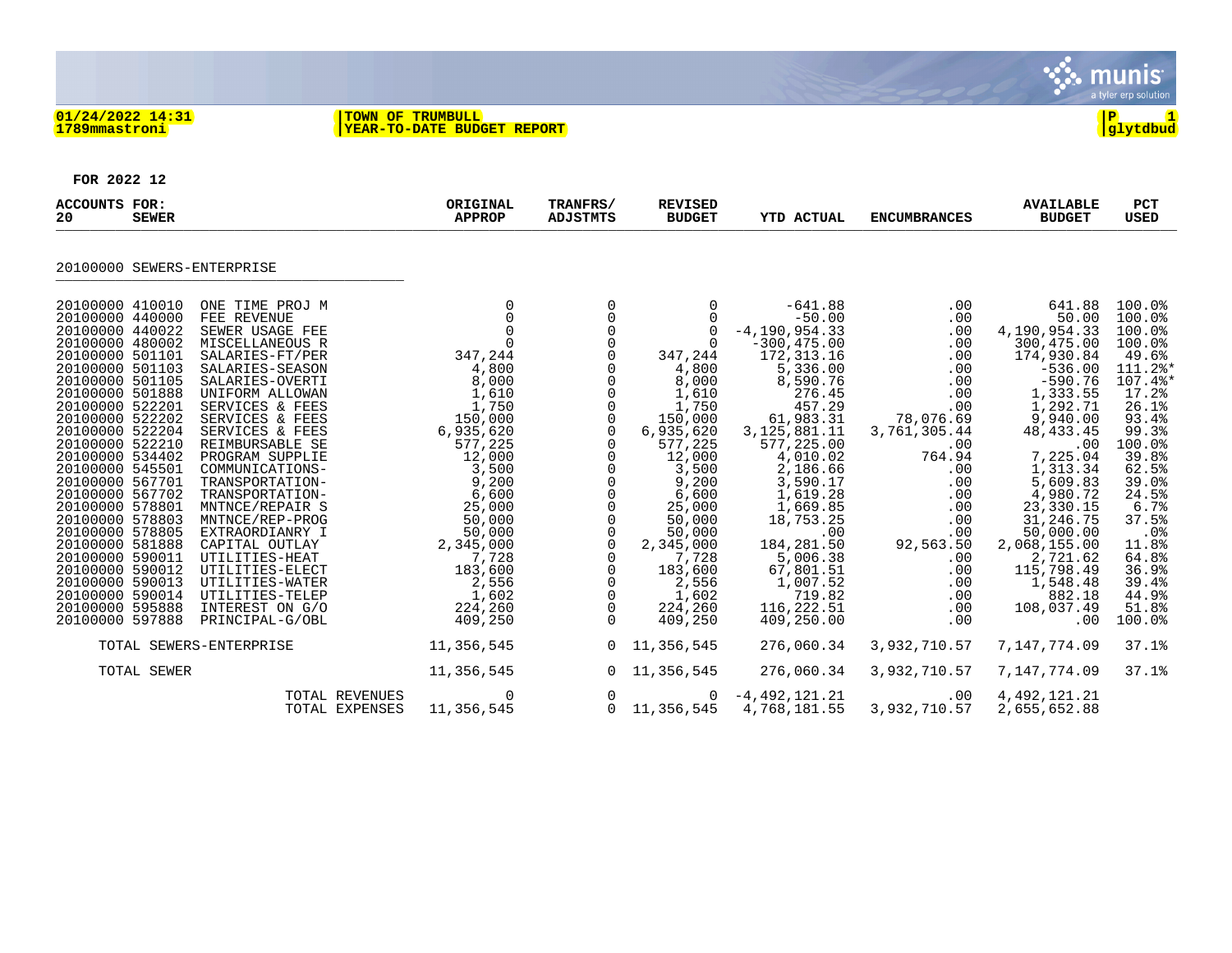**01/24/2022 14:31** | **TOWN OF TRUMBULL** | **P 1**
**1789mmastroni** | **YEAR-TO-DATE BUDGET REPORT** | **glytdbud**

**FOR 2022 12**

| ACCOUNTS FOR: 20 SEWER | | ORIGINAL APPROP | TRANFRS/ ADJSTMTS | REVISED BUDGET | YTD ACTUAL | ENCUMBRANCES | AVAILABLE BUDGET | PCT USED |
|---|---|---|---|---|---|---|---|---|
| **20100000 SEWERS-ENTERPRISE** | | | | | | | | |
| 20100000 410010 | ONE TIME PROJ M | 0 | 0 | 0 | -641.88 | .00 | 641.88 | 100.0% |
| 20100000 440000 | FEE REVENUE | 0 | 0 | 0 | -50.00 | .00 | 50.00 | 100.0% |
| 20100000 440022 | SEWER USAGE FEE | 0 | 0 | 0 | -4,190,954.33 | .00 | 4,190,954.33 | 100.0% |
| 20100000 480002 | MISCELLANEOUS R | 0 | 0 | 0 | -300,475.00 | .00 | 300,475.00 | 100.0% |
| 20100000 501101 | SALARIES-FT/PER | 347,244 | 0 | 347,244 | 172,313.16 | .00 | 174,930.84 | 49.6% |
| 20100000 501103 | SALARIES-SEASON | 4,800 | 0 | 4,800 | 5,336.00 | .00 | -536.00 | 111.2%* |
| 20100000 501105 | SALARIES-OVERTI | 8,000 | 0 | 8,000 | 8,590.76 | .00 | -590.76 | 107.4%* |
| 20100000 501888 | UNIFORM ALLOWAN | 1,610 | 0 | 1,610 | 276.45 | .00 | 1,333.55 | 17.2% |
| 20100000 522201 | SERVICES & FEES | 1,750 | 0 | 1,750 | 457.29 | .00 | 1,292.71 | 26.1% |
| 20100000 522202 | SERVICES & FEES | 150,000 | 0 | 150,000 | 61,983.31 | 78,076.69 | 9,940.00 | 93.4% |
| 20100000 522204 | SERVICES & FEES | 6,935,620 | 0 | 6,935,620 | 3,125,881.11 | 3,761,305.44 | 48,433.45 | 99.3% |
| 20100000 522210 | REIMBURSABLE SE | 577,225 | 0 | 577,225 | 577,225.00 | .00 | .00 | 100.0% |
| 20100000 534402 | PROGRAM SUPPLIE | 12,000 | 0 | 12,000 | 4,010.02 | 764.94 | 7,225.04 | 39.8% |
| 20100000 545501 | COMMUNICATIONS- | 3,500 | 0 | 3,500 | 2,186.66 | .00 | 1,313.34 | 62.5% |
| 20100000 567701 | TRANSPORTATION- | 9,200 | 0 | 9,200 | 3,590.17 | .00 | 5,609.83 | 39.0% |
| 20100000 567702 | TRANSPORTATION- | 6,600 | 0 | 6,600 | 1,619.28 | .00 | 4,980.72 | 24.5% |
| 20100000 578801 | MNTNCE/REPAIR S | 25,000 | 0 | 25,000 | 1,669.85 | .00 | 23,330.15 | 6.7% |
| 20100000 578803 | MNTNCE/REP-PROG | 50,000 | 0 | 50,000 | 18,753.25 | .00 | 31,246.75 | 37.5% |
| 20100000 578805 | EXTRAORDIANRY I | 50,000 | 0 | 50,000 | .00 | .00 | 50,000.00 | .0% |
| 20100000 581888 | CAPITAL OUTLAY | 2,345,000 | 0 | 2,345,000 | 184,281.50 | 92,563.50 | 2,068,155.00 | 11.8% |
| 20100000 590011 | UTILITIES-HEAT | 7,728 | 0 | 7,728 | 5,006.38 | .00 | 2,721.62 | 64.8% |
| 20100000 590012 | UTILITIES-ELECT | 183,600 | 0 | 183,600 | 67,801.51 | .00 | 115,798.49 | 36.9% |
| 20100000 590013 | UTILITIES-WATER | 2,556 | 0 | 2,556 | 1,007.52 | .00 | 1,548.48 | 39.4% |
| 20100000 590014 | UTILITIES-TELEP | 1,602 | 0 | 1,602 | 719.82 | .00 | 882.18 | 44.9% |
| 20100000 595888 | INTEREST ON G/O | 224,260 | 0 | 224,260 | 116,222.51 | .00 | 108,037.49 | 51.8% |
| 20100000 597888 | PRINCIPAL-G/OBL | 409,250 | 0 | 409,250 | 409,250.00 | .00 | .00 | 100.0% |
| TOTAL SEWERS-ENTERPRISE | | 11,356,545 | 0 | 11,356,545 | 276,060.34 | 3,932,710.57 | 7,147,774.09 | 37.1% |
| TOTAL SEWER | | 11,356,545 | 0 | 11,356,545 | 276,060.34 | 3,932,710.57 | 7,147,774.09 | 37.1% |
| | TOTAL REVENUES | 0 | 0 | 0 | -4,492,121.21 | .00 | 4,492,121.21 | |
| | TOTAL EXPENSES | 11,356,545 | 0 | 11,356,545 | 4,768,181.55 | 3,932,710.57 | 2,655,652.88 | |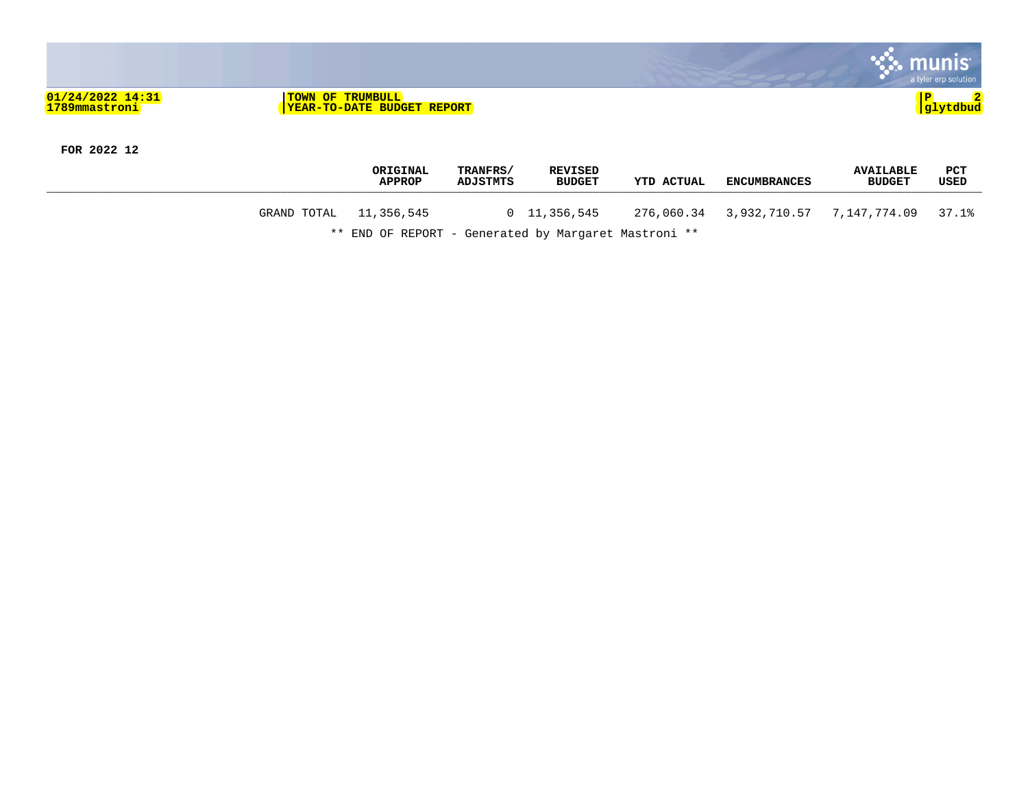01/24/2022 14:31
1789mmastroni

**TOWN OF TRUMBULL**
**YEAR-TO-DATE BUDGET REPORT**

**FOR 2022 12**

| | ORIGINAL APPROP | TRANFRS/ ADJSTMTS | REVISED BUDGET | YTD ACTUAL | ENCUMBRANCES | AVAILABLE BUDGET | PCT USED |
|---|---|---|---|---|---|---|---|
| GRAND TOTAL | 11,356,545 | 0 | 11,356,545 | 276,060.34 | 3,932,710.57 | 7,147,774.09 | 37.1% |

** END OF REPORT - Generated by Margaret Mastroni **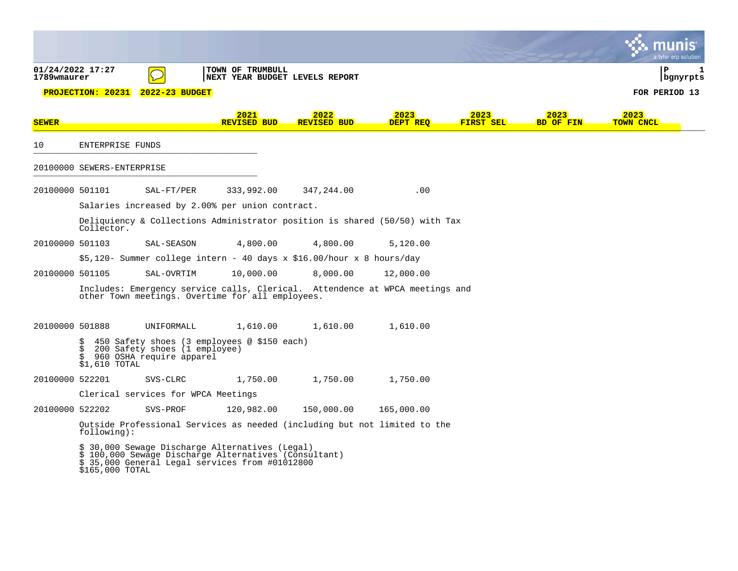01/24/2022 17:27
1789wmaurer

TOWN OF TRUMBULL
NEXT YEAR BUDGET LEVELS REPORT

P 1
bgnyrpts

**PROJECTION: 20231** **2022-23 BUDGET**

FOR PERIOD 13

| SEWER | | | 2021 REVISED BUD | 2022 REVISED BUD | 2023 DEPT REQ | 2023 FIRST SEL | 2023 BD OF FIN | 2023 TOWN CNCL |
|---|---|---|---|---|---|---|---|---|
| 10 | ENTERPRISE FUNDS | | | | | | | |
| 20100000 | SEWERS-ENTERPRISE | | | | | | | |
| 20100000 501101 | SAL-FT/PER | | 333,992.00 | 347,244.00 | .00 | | | |

Salaries increased by 2.00% per union contract.

Deliquiency & Collections Administrator position is shared (50/50) with Tax Collector.

| | | 2021 REVISED BUD | 2022 REVISED BUD | 2023 DEPT REQ | 2023 FIRST SEL | 2023 BD OF FIN | 2023 TOWN CNCL |
|---|---|---|---|---|---|---|---|
| 20100000 501103 | SAL-SEASON | 4,800.00 | 4,800.00 | 5,120.00 | | | |

$5,120- Summer college intern - 40 days x $16.00/hour x 8 hours/day

| | | 2021 REVISED BUD | 2022 REVISED BUD | 2023 DEPT REQ | 2023 FIRST SEL | 2023 BD OF FIN | 2023 TOWN CNCL |
|---|---|---|---|---|---|---|---|
| 20100000 501105 | SAL-OVRTIM | 10,000.00 | 8,000.00 | 12,000.00 | | | |

Includes: Emergency service calls, Clerical. Attendence at WPCA meetings and other Town meetings. Overtime for all employees.

| | | 2021 REVISED BUD | 2022 REVISED BUD | 2023 DEPT REQ | 2023 FIRST SEL | 2023 BD OF FIN | 2023 TOWN CNCL |
|---|---|---|---|---|---|---|---|
| 20100000 501888 | UNIFORMALL | 1,610.00 | 1,610.00 | 1,610.00 | | | |

$ 450 Safety shoes (3 employees @ $150 each)
$ 200 Safety shoes (1 employee)
$ 960 OSHA require apparel
$1,610 TOTAL

| | | 2021 REVISED BUD | 2022 REVISED BUD | 2023 DEPT REQ | 2023 FIRST SEL | 2023 BD OF FIN | 2023 TOWN CNCL |
|---|---|---|---|---|---|---|---|
| 20100000 522201 | SVS-CLRC | 1,750.00 | 1,750.00 | 1,750.00 | | | |

Clerical services for WPCA Meetings

| | | 2021 REVISED BUD | 2022 REVISED BUD | 2023 DEPT REQ | 2023 FIRST SEL | 2023 BD OF FIN | 2023 TOWN CNCL |
|---|---|---|---|---|---|---|---|
| 20100000 522202 | SVS-PROF | 120,982.00 | 150,000.00 | 165,000.00 | | | |

Outside Professional Services as needed (including but not limited to the following):

$ 30,000 Sewage Discharge Alternatives (Legal)
$ 100,000 Sewage Discharge Alternatives (Consultant)
$ 35,000 General Legal services from #01012800
$165,000 TOTAL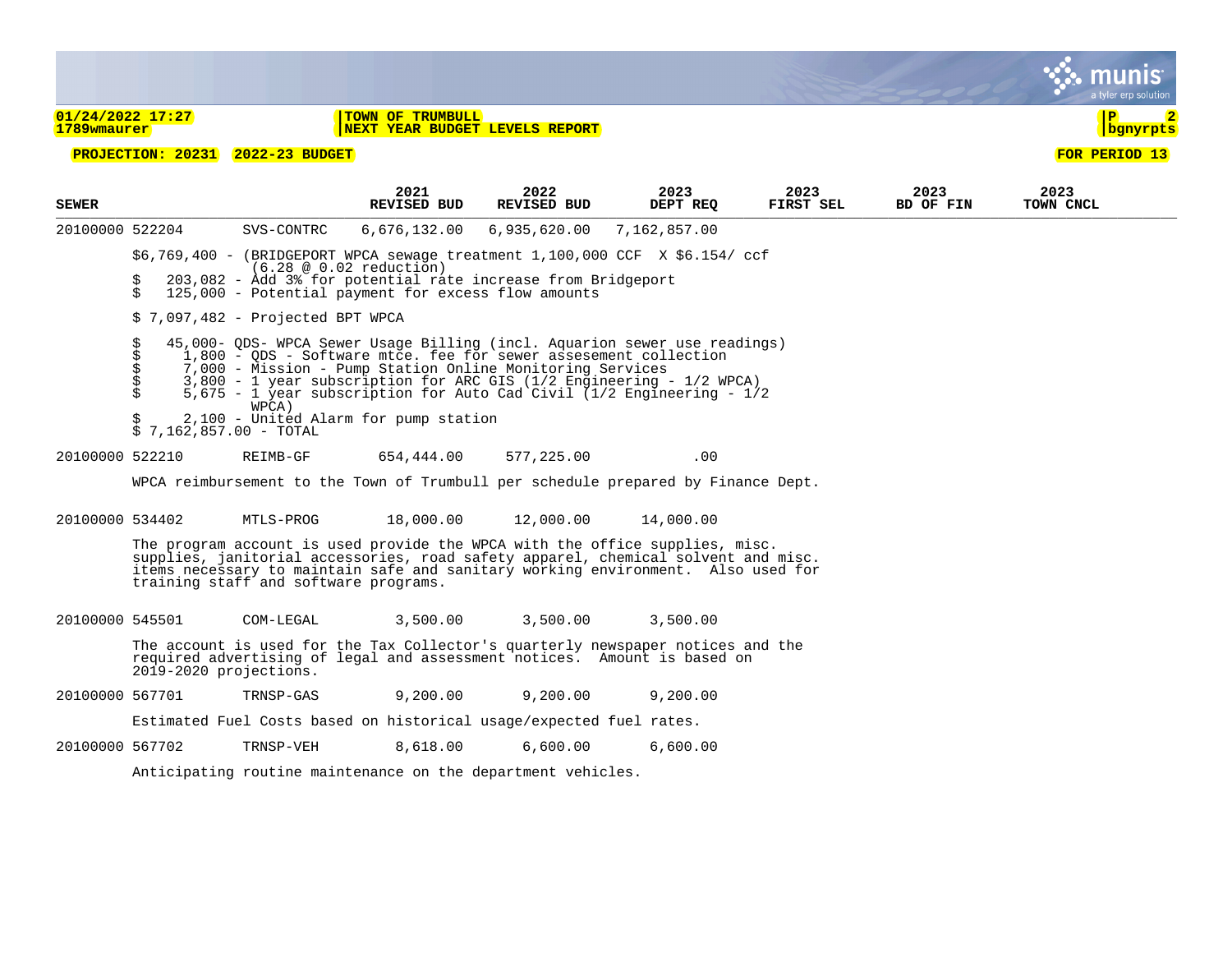**PROJECTION: 20231 2022-23 BUDGET**

| SEWER | | 2021 REVISED BUD | 2022 REVISED BUD | 2023 DEPT REQ | 2023 FIRST SEL | 2023 BD OF FIN | 2023 TOWN CNCL |
|---|---|---|---|---|---|---|---|
| 20100000 522204 | SVS-CONTRC | 6,676,132.00 | 6,935,620.00 | 7,162,857.00 | | | |

$6,769,400 - (BRIDGEPORT WPCA sewage treatment 1,100,000 CCF X $6.154/ ccf (6.28 @ 0.02 reduction)
$ 203,082 - Add 3% for potential rate increase from Bridgeport
$ 125,000 - Potential payment for excess flow amounts

$ 7,097,482 - Projected BPT WPCA

$ 45,000- QDS- WPCA Sewer Usage Billing (incl. Aquarion sewer use readings)
$ 1,800 - QDS - Software mtce. fee for sewer assesement collection
$ 7,000 - Mission - Pump Station Online Monitoring Services
$ 3,800 - 1 year subscription for ARC GIS (1/2 Engineering - 1/2 WPCA)
$ 5,675 - 1 year subscription for Auto Cad Civil (1/2 Engineering - 1/2 WPCA)
$ 2,100 - United Alarm for pump station
$ 7,162,857.00 - TOTAL

| SEWER | | 2021 REVISED BUD | 2022 REVISED BUD | 2023 DEPT REQ | 2023 FIRST SEL | 2023 BD OF FIN | 2023 TOWN CNCL |
|---|---|---|---|---|---|---|---|
| 20100000 522210 | REIMB-GF | 654,444.00 | 577,225.00 | .00 | | | |

WPCA reimbursement to the Town of Trumbull per schedule prepared by Finance Dept.

| SEWER | | 2021 REVISED BUD | 2022 REVISED BUD | 2023 DEPT REQ | 2023 FIRST SEL | 2023 BD OF FIN | 2023 TOWN CNCL |
|---|---|---|---|---|---|---|---|
| 20100000 534402 | MTLS-PROG | 18,000.00 | 12,000.00 | 14,000.00 | | | |

The program account is used provide the WPCA with the office supplies, misc. supplies, janitorial accessories, road safety apparel, chemical solvent and misc. items necessary to maintain safe and sanitary working environment. Also used for training staff and software programs.

| SEWER | | 2021 REVISED BUD | 2022 REVISED BUD | 2023 DEPT REQ | 2023 FIRST SEL | 2023 BD OF FIN | 2023 TOWN CNCL |
|---|---|---|---|---|---|---|---|
| 20100000 545501 | COM-LEGAL | 3,500.00 | 3,500.00 | 3,500.00 | | | |

The account is used for the Tax Collector's quarterly newspaper notices and the required advertising of legal and assessment notices. Amount is based on 2019-2020 projections.

| SEWER | | 2021 REVISED BUD | 2022 REVISED BUD | 2023 DEPT REQ | 2023 FIRST SEL | 2023 BD OF FIN | 2023 TOWN CNCL |
|---|---|---|---|---|---|---|---|
| 20100000 567701 | TRNSP-GAS | 9,200.00 | 9,200.00 | 9,200.00 | | | |

Estimated Fuel Costs based on historical usage/expected fuel rates.

| SEWER | | 2021 REVISED BUD | 2022 REVISED BUD | 2023 DEPT REQ | 2023 FIRST SEL | 2023 BD OF FIN | 2023 TOWN CNCL |
|---|---|---|---|---|---|---|---|
| 20100000 567702 | TRNSP-VEH | 8,618.00 | 6,600.00 | 6,600.00 | | | |

Anticipating routine maintenance on the department vehicles.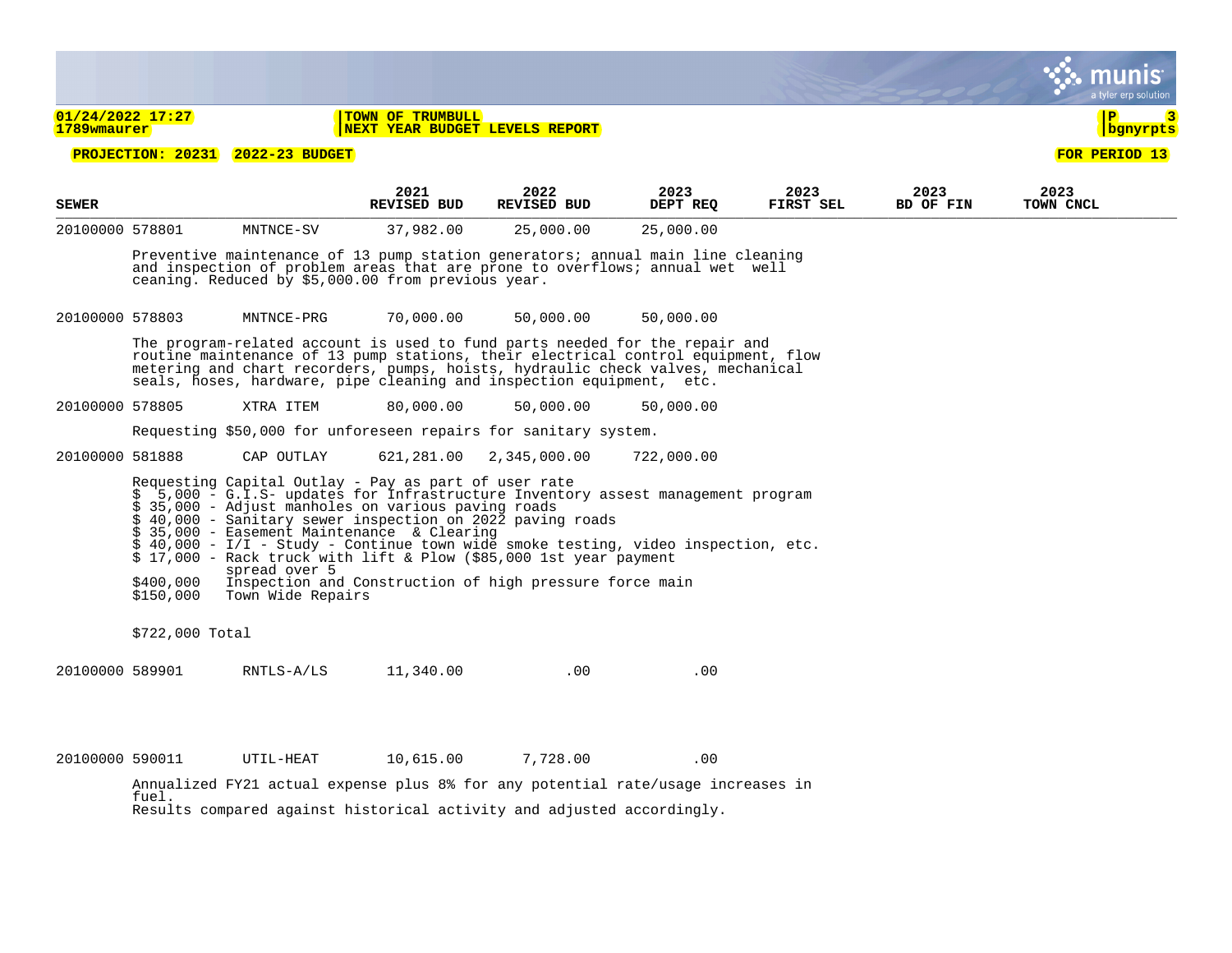**01/24/2022 17:27** | **TOWN OF TRUMBULL**
**1789wmaurer** | **NEXT YEAR BUDGET LEVELS REPORT**

**PROJECTION: 20231 2022-23 BUDGET** **FOR PERIOD 13**

| SEWER | | | 2021 REVISED BUD | 2022 REVISED BUD | 2023 DEPT REQ | 2023 FIRST SEL | 2023 BD OF FIN | 2023 TOWN CNCL |
|---|---|---|---|---|---|---|---|---|
| 20100000 | 578801 | MNTNCE-SV | 37,982.00 | 25,000.00 | 25,000.00 | | | |

Preventive maintenance of 13 pump station generators; annual main line cleaning and inspection of problem areas that are prone to overflows; annual wet well ceaning. Reduced by $5,000.00 from previous year.

| | | | | | |
|---|---|---|---|---|---|
| 20100000 | 578803 | MNTNCE-PRG | 70,000.00 | 50,000.00 | 50,000.00 |

The program-related account is used to fund parts needed for the repair and routine maintenance of 13 pump stations, their electrical control equipment, flow metering and chart recorders, pumps, hoists, hydraulic check valves, mechanical seals, hoses, hardware, pipe cleaning and inspection equipment, etc.

| | | | | | |
|---|---|---|---|---|---|
| 20100000 | 578805 | XTRA ITEM | 80,000.00 | 50,000.00 | 50,000.00 |

Requesting $50,000 for unforeseen repairs for sanitary system.

| | | | | | |
|---|---|---|---|---|---|
| 20100000 | 581888 | CAP OUTLAY | 621,281.00 | 2,345,000.00 | 722,000.00 |

Requesting Capital Outlay - Pay as part of user rate
$ 5,000 - G.I.S- updates for Infrastructure Inventory assest management program
$ 35,000 - Adjust manholes on various paving roads
$ 40,000 - Sanitary sewer inspection on 2022 paving roads
$ 35,000 - Easement Maintenance & Clearing
$ 40,000 - I/I - Study - Continue town wide smoke testing, video inspection, etc.
$ 17,000 - Rack truck with lift & Plow ($85,000 1st year payment spread over 5
$400,000 Inspection and Construction of high pressure force main
$150,000 Town Wide Repairs

$722,000 Total

| | | | | | |
|---|---|---|---|---|---|
| 20100000 | 589901 | RNTLS-A/LS | 11,340.00 | .00 | .00 |
| 20100000 | 590011 | UTIL-HEAT | 10,615.00 | 7,728.00 | .00 |

Annualized FY21 actual expense plus 8% for any potential rate/usage increases in fuel.
Results compared against historical activity and adjusted accordingly.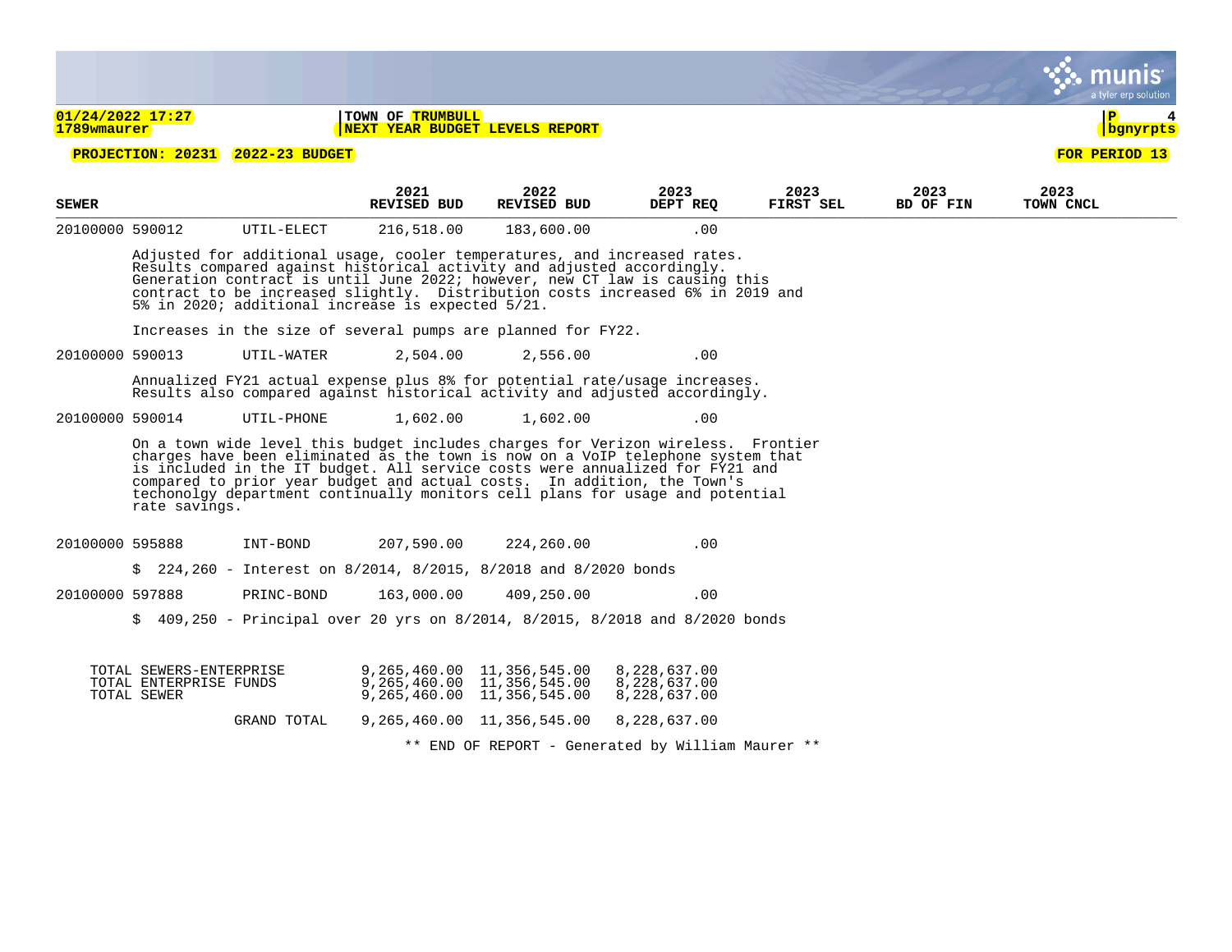01/24/2022 17:27
1789wmaurer

TOWN OF TRUMBULL
NEXT YEAR BUDGET LEVELS REPORT

PROJECTION: 20231 2022-23 BUDGET

FOR PERIOD 13

| SEWER | | 2021 REVISED BUD | 2022 REVISED BUD | 2023 DEPT REQ | 2023 FIRST SEL | 2023 BD OF FIN | 2023 TOWN CNCL |
|---|---|---|---|---|---|---|---|
| 20100000 590012 | UTIL-ELECT | 216,518.00 | 183,600.00 | .00 | | | |

Adjusted for additional usage, cooler temperatures, and increased rates. Results compared against historical activity and adjusted accordingly. Generation contract is until June 2022; however, new CT law is causing this contract to be increased slightly. Distribution costs increased 6% in 2019 and 5% in 2020; additional increase is expected 5/21.

Increases in the size of several pumps are planned for FY22.

| | | | | | | | |
|---|---|---|---|---|---|---|---|
| 20100000 590013 | UTIL-WATER | 2,504.00 | 2,556.00 | .00 | | | |

Annualized FY21 actual expense plus 8% for potential rate/usage increases. Results also compared against historical activity and adjusted accordingly.

| | | | | | | | |
|---|---|---|---|---|---|---|---|
| 20100000 590014 | UTIL-PHONE | 1,602.00 | 1,602.00 | .00 | | | |

On a town wide level this budget includes charges for Verizon wireless. Frontier charges have been eliminated as the town is now on a VoIP telephone system that is included in the IT budget. All service costs were annualized for FY21 and compared to prior year budget and actual costs. In addition, the Town's techonolgy department continually monitors cell plans for usage and potential rate savings.

| | | | | | | | |
|---|---|---|---|---|---|---|---|
| 20100000 595888 | INT-BOND | 207,590.00 | 224,260.00 | .00 | | | |

$ 224,260 - Interest on 8/2014, 8/2015, 8/2018 and 8/2020 bonds

| | | | | | | | |
|---|---|---|---|---|---|---|---|
| 20100000 597888 | PRINC-BOND | 163,000.00 | 409,250.00 | .00 | | | |

$ 409,250 - Principal over 20 yrs on 8/2014, 8/2015, 8/2018 and 8/2020 bonds

| | | | | | | | |
|---|---|---|---|---|---|---|---|
| TOTAL SEWERS-ENTERPRISE | | 9,265,460.00 | 11,356,545.00 | 8,228,637.00 | | | |
| TOTAL ENTERPRISE FUNDS | | 9,265,460.00 | 11,356,545.00 | 8,228,637.00 | | | |
| TOTAL SEWER | | 9,265,460.00 | 11,356,545.00 | 8,228,637.00 | | | |
| | GRAND TOTAL | 9,265,460.00 | 11,356,545.00 | 8,228,637.00 | | | |

** END OF REPORT - Generated by William Maurer **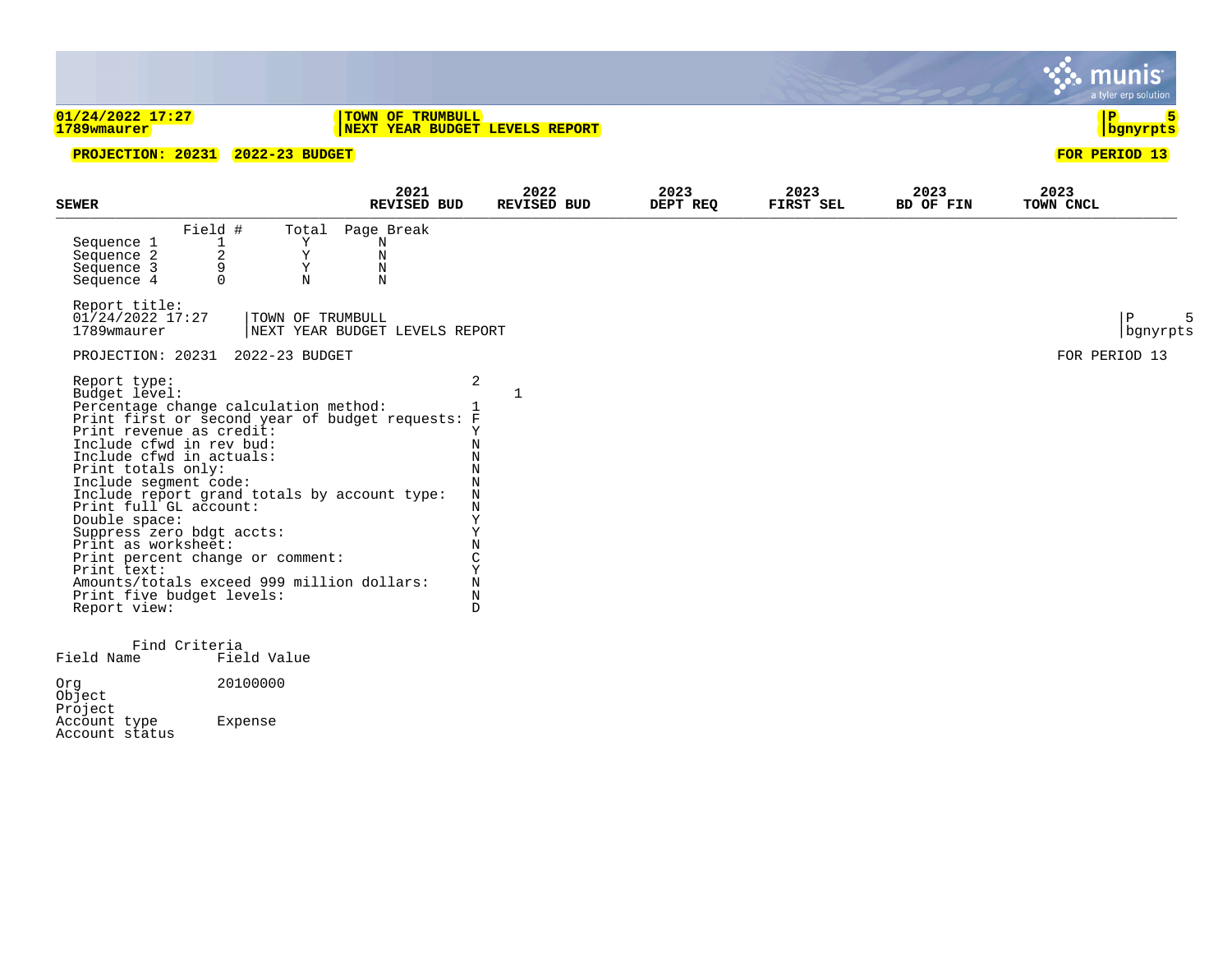01/24/2022 17:27 | TOWN OF TRUMBULL | P 5
1789wmaurer | NEXT YEAR BUDGET LEVELS REPORT | bgnyrpts

PROJECTION: 20231 2022-23 BUDGET FOR PERIOD 13

| SEWER | 2021 REVISED BUD | 2022 REVISED BUD | 2023 DEPT REQ | 2023 FIRST SEL | 2023 BD OF FIN | 2023 TOWN CNCL |
|---|---|---|---|---|---|---|

| | Field # | Total | Page Break |
|---|---|---|---|
| Sequence 1 | 1 | Y | N |
| Sequence 2 | 2 | Y | N |
| Sequence 3 | 9 | Y | N |
| Sequence 4 | 0 | N | N |

Report title:
01/24/2022 17:27 |TOWN OF TRUMBULL |P 5
1789wmaurer |NEXT YEAR BUDGET LEVELS REPORT |bgnyrpts

PROJECTION: 20231 2022-23 BUDGET FOR PERIOD 13

| | |
|---|---|
| Report type: | 2 |
| Budget level: | 1 |
| Percentage change calculation method: | 1 |
| Print first or second year of budget requests: | F |
| Print revenue as credit: | Y |
| Include cfwd in rev bud: | N |
| Include cfwd in actuals: | N |
| Print totals only: | N |
| Include segment code: | N |
| Include report grand totals by account type: | N |
| Print full GL account: | N |
| Double space: | Y |
| Suppress zero bdgt accts: | Y |
| Print as worksheet: | N |
| Print percent change or comment: | C |
| Print text: | Y |
| Amounts/totals exceed 999 million dollars: | N |
| Print five budget levels: | N |
| Report view: | D |

Find Criteria

| Field Name | Field Value |
|---|---|
| Org | 20100000 |
| Object | |
| Project | |
| Account type | Expense |
| Account status | |